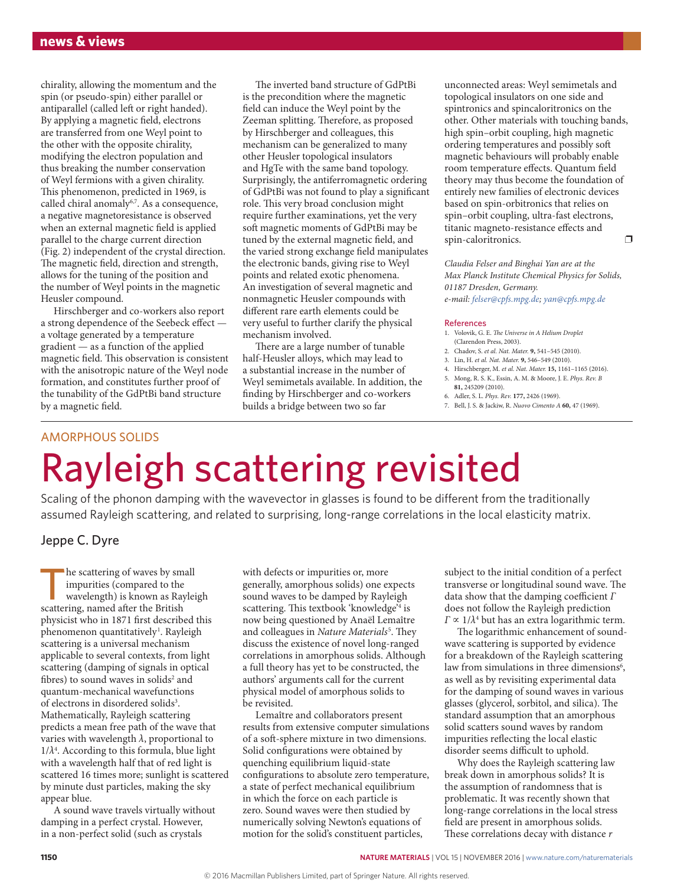chirality, allowing the momentum and the spin (or pseudo-spin) either parallel or antiparallel (called left or right handed). By applying a magnetic field, electrons are transferred from one Weyl point to the other with the opposite chirality, modifying the electron population and thus breaking the number conservation of Weyl fermions with a given chirality. This phenomenon, predicted in 1969, is called chiral anomaly[6,7]. As a consequence, a negative magnetoresistance is observed when an external magnetic field is applied parallel to the charge current direction (Fig. 2) independent of the crystal direction. The magnetic field, direction and strength, allows for the tuning of the position and the number of Weyl points in the magnetic Heusler compound.

Hirschberger and co-workers also report a strong dependence of the Seebeck effect — a voltage generated by a temperature gradient — as a function of the applied magnetic field. This observation is consistent with the anisotropic nature of the Weyl node formation, and constitutes further proof of the tunability of the GdPtBi band structure by a magnetic field.

The inverted band structure of GdPtBi is the precondition where the magnetic field can induce the Weyl point by the Zeeman splitting. Therefore, as proposed by Hirschberger and colleagues, this mechanism can be generalized to many other Heusler topological insulators and HgTe with the same band topology. Surprisingly, the antiferromagnetic ordering of GdPtBi was not found to play a significant role. This very broad conclusion might require further examinations, yet the very soft magnetic moments of GdPtBi may be tuned by the external magnetic field, and the varied strong exchange field manipulates the electronic bands, giving rise to Weyl points and related exotic phenomena. An investigation of several magnetic and nonmagnetic Heusler compounds with different rare earth elements could be very useful to further clarify the physical mechanism involved.

There are a large number of tunable half-Heusler alloys, which may lead to a substantial increase in the number of Weyl semimetals available. In addition, the finding by Hirschberger and co-workers builds a bridge between two so far unconnected areas: Weyl semimetals and topological insulators on one side and spintronics and spincaloritronics on the other. Other materials with touching bands, high spin–orbit coupling, high magnetic ordering temperatures and possibly soft magnetic behaviours will probably enable room temperature effects. Quantum field theory may thus become the foundation of entirely new families of electronic devices based on spin-orbitronics that relies on spin–orbit coupling, ultra-fast electrons, titanic magneto-resistance effects and spin-caloritronics. ❐

*Claudia Felser and Binghai Yan are at the Max Planck Institute Chemical Physics for Solids, 01187 Dresden, Germany.*
*e-mail: felser@cpfs.mpg.de; yan@cpfs.mpg.de*

### References

1. Volovik, G. E. *The Universe in A Helium Droplet* (Clarendon Press, 2003).
2. Chadov, S. *et al. Nat. Mater.* **9,** 541–545 (2010).
3. Lin, H. *et al. Nat. Mater.* **9,** 546–549 (2010).
4. Hirschberger, M. *et al. Nat. Mater.* **15,** 1161–1165 (2016).
5. Mong, R. S. K., Essin, A. M. & Moore, J. E. *Phys. Rev. B* **81,** 245209 (2010).
6. Adler, S. L. *Phys. Rev.* **177,** 2426 (1969).
7. Bell, J. S. & Jackiw, R. *Nuovo Cimento A* **60,** 47 (1969).

AMORPHOUS SOLIDS

# Rayleigh scattering revisited

Scaling of the phonon damping with the wavevector in glasses is found to be different from the traditionally assumed Rayleigh scattering, and related to surprising, long-range correlations in the local elasticity matrix.

## Jeppe C. Dyre

The scattering of waves by small impurities (compared to the wavelength) is known as Rayleigh scattering, named after the British physicist who in 1871 first described this phenomenon quantitatively[1]. Rayleigh scattering is a universal mechanism applicable to several contexts, from light scattering (damping of signals in optical fibres) to sound waves in solids[2] and quantum-mechanical wavefunctions of electrons in disordered solids[3]. Mathematically, Rayleigh scattering predicts a mean free path of the wave that varies with wavelength $\lambda$, proportional to $1/\lambda^4$. According to this formula, blue light with a wavelength half that of red light is scattered 16 times more; sunlight is scattered by minute dust particles, making the sky appear blue.

A sound wave travels virtually without damping in a perfect crystal. However, in a non-perfect solid (such as crystals with defects or impurities or, more generally, amorphous solids) one expects sound waves to be damped by Rayleigh scattering. This textbook 'knowledge'[4] is now being questioned by Anaël Lemaître and colleagues in *Nature Materials*[5]. They discuss the existence of novel long-ranged correlations in amorphous solids. Although a full theory has yet to be constructed, the authors' arguments call for the current physical model of amorphous solids to be revisited.

Lemaître and collaborators present results from extensive computer simulations of a soft-sphere mixture in two dimensions. Solid configurations were obtained by quenching equilibrium liquid-state configurations to absolute zero temperature, a state of perfect mechanical equilibrium in which the force on each particle is zero. Sound waves were then studied by numerically solving Newton's equations of motion for the solid's constituent particles, subject to the initial condition of a perfect transverse or longitudinal sound wave. The data show that the damping coefficient $\Gamma$ does not follow the Rayleigh prediction $\Gamma \propto 1/\lambda^4$ but has an extra logarithmic term.

The logarithmic enhancement of sound-wave scattering is supported by evidence for a breakdown of the Rayleigh scattering law from simulations in three dimensions[6], as well as by revisiting experimental data for the damping of sound waves in various glasses (glycerol, sorbitol, and silica). The standard assumption that an amorphous solid scatters sound waves by random impurities reflecting the local elastic disorder seems difficult to uphold.

Why does the Rayleigh scattering law break down in amorphous solids? It is the assumption of randomness that is problematic. It was recently shown that long-range correlations in the local stress field are present in amorphous solids. These correlations decay with distance $r$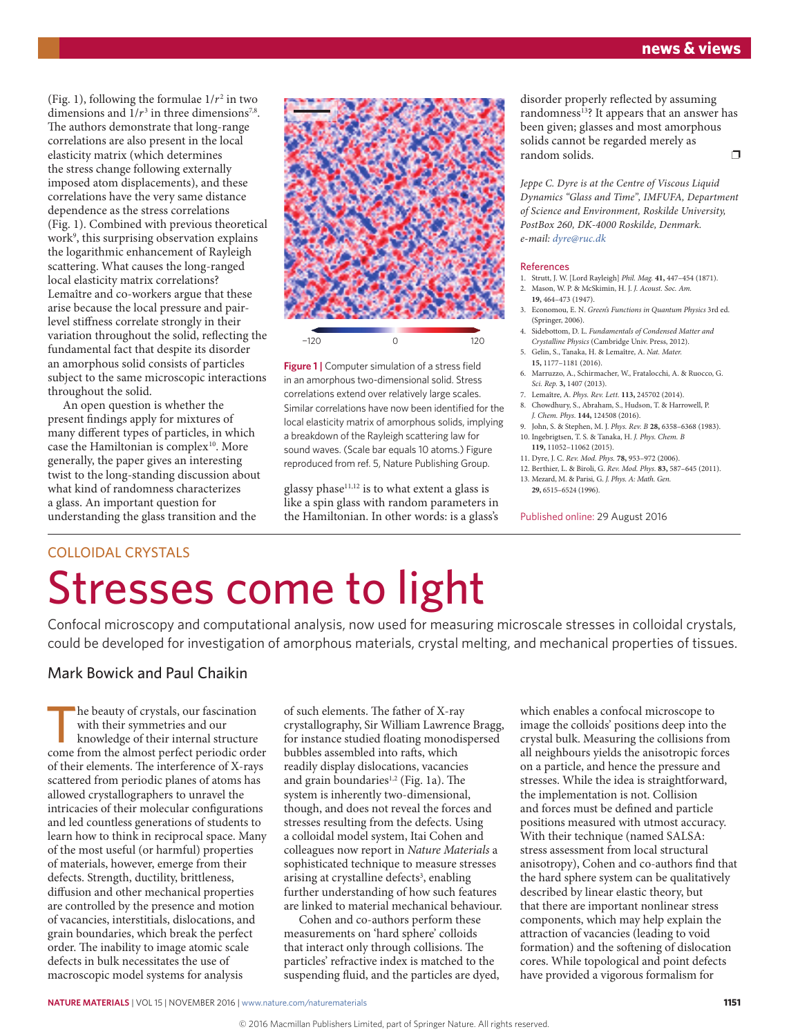(Fig. 1), following the formulae $1/r^2$ in two dimensions and $1/r^3$ in three dimensions[7,8]. The authors demonstrate that long-range correlations are also present in the local elasticity matrix (which determines the stress change following externally imposed atom displacements), and these correlations have the very same distance dependence as the stress correlations (Fig. 1). Combined with previous theoretical work[9], this surprising observation explains the logarithmic enhancement of Rayleigh scattering. What causes the long-ranged local elasticity matrix correlations? Lemaître and co-workers argue that these arise because the local pressure and pair-level stiffness correlate strongly in their variation throughout the solid, reflecting the fundamental fact that despite its disorder an amorphous solid consists of particles subject to the same microscopic interactions throughout the solid.

An open question is whether the present findings apply for mixtures of many different types of particles, in which case the Hamiltonian is complex[10]. More generally, the paper gives an interesting twist to the long-standing discussion about what kind of randomness characterizes a glass. An important question for understanding the glass transition and the glassy phase[11,12] is to what extent a glass is like a spin glass with random parameters in the Hamiltonian. In other words: is a glass's disorder properly reflected by assuming randomness[13]? It appears that an answer has been given; glasses and most amorphous solids cannot be regarded merely as random solids. ❒

−120
0
120

**Figure 1 |** Computer simulation of a stress field in an amorphous two-dimensional solid. Stress correlations extend over relatively large scales. Similar correlations have now been identified for the local elasticity matrix of amorphous solids, implying a breakdown of the Rayleigh scattering law for sound waves. (Scale bar equals 10 atoms.) Figure reproduced from ref. 5, Nature Publishing Group.

*Jeppe C. Dyre is at the Centre of Viscous Liquid Dynamics "Glass and Time", IMFUFA, Department of Science and Environment, Roskilde University, PostBox 260, DK-4000 Roskilde, Denmark.*
*e-mail: dyre@ruc.dk*

### References

1. Strutt, J. W. [Lord Rayleigh] *Phil. Mag.* **41,** 447–454 (1871).
2. Mason, W. P. & McSkimin, H. J. *J. Acoust. Soc. Am.* **19,** 464–473 (1947).
3. Economou, E. N. *Green's Functions in Quantum Physics* 3rd ed. (Springer, 2006).
4. Sidebottom, D. L. *Fundamentals of Condensed Matter and Crystalline Physics* (Cambridge Univ. Press, 2012).
5. Gelin, S., Tanaka, H. & Lemaître, A. *Nat. Mater.* **15,** 1177–1181 (2016).
6. Marruzzo, A., Schirmacher, W., Fratalocchi, A. & Ruocco, G. *Sci. Rep.* **3,** 1407 (2013).
7. Lemaître, A. *Phys. Rev. Lett.* **113,** 245702 (2014).
8. Chowdhury, S., Abraham, S., Hudson, T. & Harrowell, P. *J. Chem. Phys.* **144,** 124508 (2016).
9. John, S. & Stephen, M. J. *Phys. Rev. B* **28,** 6358–6368 (1983).
10. Ingebrigtsen, T. S. & Tanaka, H. *J. Phys. Chem. B* **119,** 11052–11062 (2015).
11. Dyre, J. C. *Rev. Mod. Phys.* **78,** 953–972 (2006).
12. Berthier, L. & Biroli, G. *Rev. Mod. Phys.* **83,** 587–645 (2011).
13. Mezard, M. & Parisi, G. *J. Phys. A: Math. Gen.* **29,** 6515–6524 (1996).

Published online: 29 August 2016

COLLOIDAL CRYSTALS

# Stresses come to light

Confocal microscopy and computational analysis, now used for measuring microscale stresses in colloidal crystals, could be developed for investigation of amorphous materials, crystal melting, and mechanical properties of tissues.

## Mark Bowick and Paul Chaikin

The beauty of crystals, our fascination with their symmetries and our knowledge of their internal structure come from the almost perfect periodic order of their elements. The interference of X-rays scattered from periodic planes of atoms has allowed crystallographers to unravel the intricacies of their molecular configurations and led countless generations of students to learn how to think in reciprocal space. Many of the most useful (or harmful) properties of materials, however, emerge from their defects. Strength, ductility, brittleness, diffusion and other mechanical properties are controlled by the presence and motion of vacancies, interstitials, dislocations, and grain boundaries, which break the perfect order. The inability to image atomic scale defects in bulk necessitates the use of macroscopic model systems for analysis of such elements. The father of X-ray crystallography, Sir William Lawrence Bragg, for instance studied floating monodispersed bubbles assembled into rafts, which readily display dislocations, vacancies and grain boundaries[1,2] (Fig. 1a). The system is inherently two-dimensional, though, and does not reveal the forces and stresses resulting from the defects. Using a colloidal model system, Itai Cohen and colleagues now report in *Nature Materials* a sophisticated technique to measure stresses arising at crystalline defects[3], enabling further understanding of how such features are linked to material mechanical behaviour.

Cohen and co-authors perform these measurements on 'hard sphere' colloids that interact only through collisions. The particles' refractive index is matched to the suspending fluid, and the particles are dyed, which enables a confocal microscope to image the colloids' positions deep into the crystal bulk. Measuring the collisions from all neighbours yields the anisotropic forces on a particle, and hence the pressure and stresses. While the idea is straightforward, the implementation is not. Collision and forces must be defined and particle positions measured with utmost accuracy. With their technique (named SALSA: stress assessment from local structural anisotropy), Cohen and co-authors find that the hard sphere system can be qualitatively described by linear elastic theory, but that there are important nonlinear stress components, which may help explain the attraction of vacancies (leading to void formation) and the softening of dislocation cores. While topological and point defects have provided a vigorous formalism for